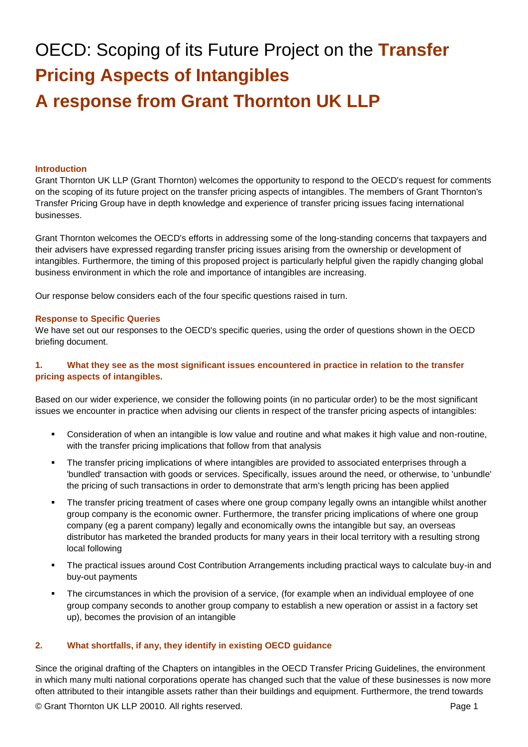# OECD: Scoping of its Future Project on the **Transfer Pricing Aspects of Intangibles**

# **A response from Grant Thornton UK LLP**

### Introduction

Grant Thornton UK LLP (Grant Thornton) welcomes the opportunity to respond to the OECD's request for comments on the scoping of its future project on the transfer pricing aspects of intangibles. The members of Grant Thornton's Transfer Pricing Group have in depth knowledge and experience of transfer pricing issues facing international businesses.

Grant Thornton welcomes the OECD's efforts in addressing some of the long-standing concerns that taxpayers and their advisers have expressed regarding transfer pricing issues arising from the ownership or development of intangibles. Furthermore, the timing of this proposed project is particularly helpful given the rapidly changing global business environment in which the role and importance of intangibles are increasing.

Our response below considers each of the four specific questions raised in turn.

### Response to Specific Queries

We have set out our responses to the OECD's specific queries, using the order of questions shown in the OECD briefing document.

### 1. What they see as the most significant issues encountered in practice in relation to the transfer pricing aspects of intangibles.

Based on our wider experience, we consider the following points (in no particular order) to be the most significant issues we encounter in practice when advising our clients in respect of the transfer pricing aspects of intangibles:

- Consideration of when an intangible is low value and routine and what makes it high value and non-routine, with the transfer pricing implications that follow from that analysis
- The transfer pricing implications of where intangibles are provided to associated enterprises through a 'bundled' transaction with goods or services. Specifically, issues around the need, or otherwise, to 'unbundle' the pricing of such transactions in order to demonstrate that arm's length pricing has been applied
- The transfer pricing treatment of cases where one group company legally owns an intangible whilst another group company is the economic owner. Furthermore, the transfer pricing implications of where one group company (eg a parent company) legally and economically owns the intangible but say, an overseas distributor has marketed the branded products for many years in their local territory with a resulting strong local following
- The practical issues around Cost Contribution Arrangements including practical ways to calculate buy-in and buy-out payments
- The circumstances in which the provision of a service, (for example when an individual employee of one group company seconds to another group company to establish a new operation or assist in a factory set up), becomes the provision of an intangible

### 2. What shortfalls, if any, they identify in existing OECD guidance

Since the original drafting of the Chapters on intangibles in the OECD Transfer Pricing Guidelines, the environment in which many multi national corporations operate has changed such that the value of these businesses is now more often attributed to their intangible assets rather than their buildings and equipment. Furthermore, the trend towards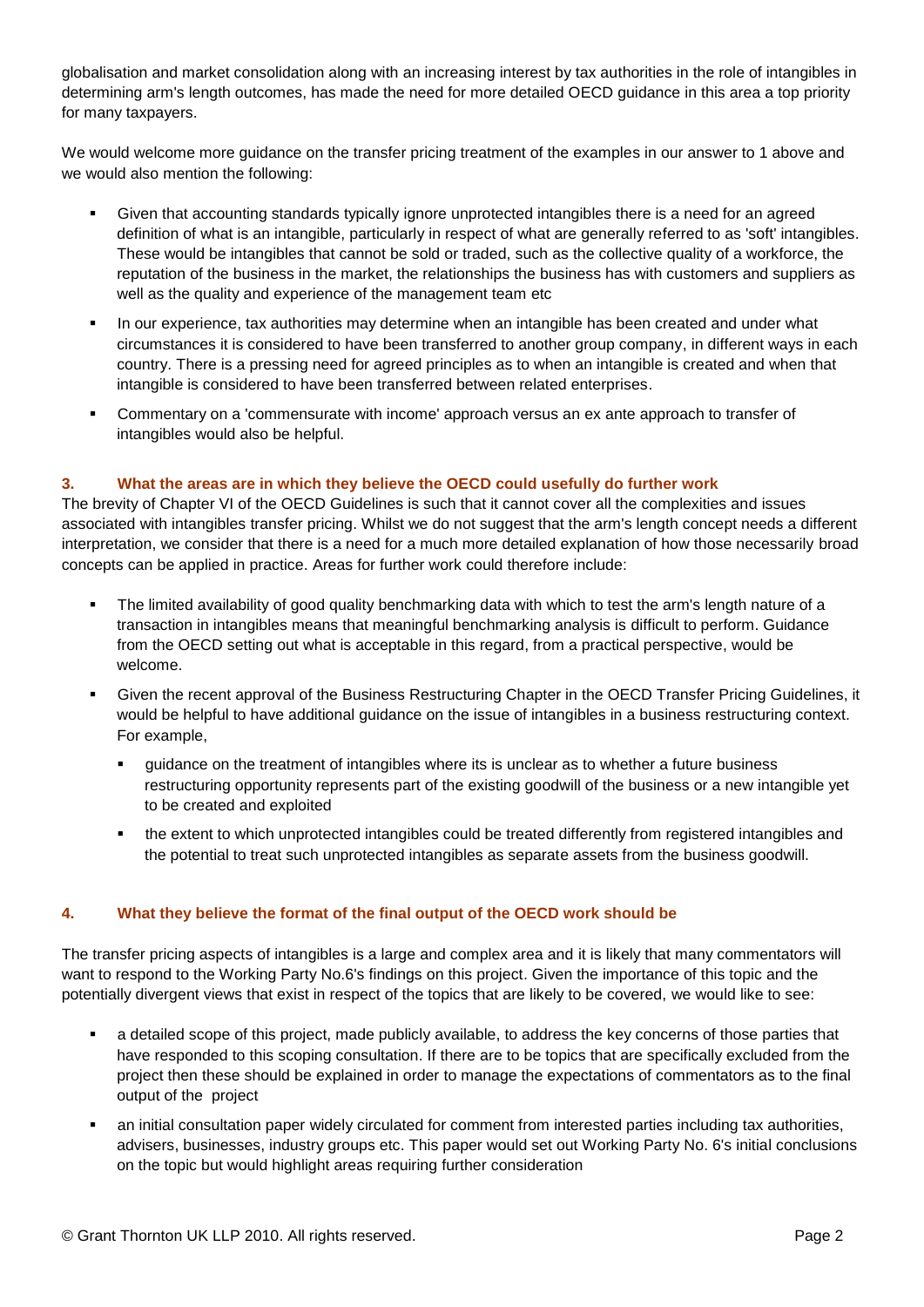globalisation and market consolidation along with an increasing interest by tax authorities in the role of intangibles in determining arm's length outcomes, has made the need for more detailed OECD guidance in this area a top priority for many taxpayers.

We would welcome more guidance on the transfer pricing treatment of the examples in our answer to 1 above and we would also mention the following:

- Given that accounting standards typically ignore unprotected intangibles there is a need for an agreed definition of what is an intangible, particularly in respect of what are generally referred to as 'soft' intangibles. These would be intangibles that cannot be sold or traded, such as the collective quality of a workforce, the reputation of the business in the market, the relationships the business has with customers and suppliers as well as the quality and experience of the management team etc
- In our experience, tax authorities may determine when an intangible has been created and under what circumstances it is considered to have been transferred to another group company, in different ways in each country. There is a pressing need for agreed principles as to when an intangible is created and when that intangible is considered to have been transferred between related enterprises.
- Commentary on a 'commensurate with income' approach versus an ex ante approach to transfer of intangibles would also be helpful.

### 3. What the areas are in which they believe the OECD could usefully do further work

The brevity of Chapter VI of the OECD Guidelines is such that it cannot cover all the complexities and issues associated with intangibles transfer pricing. Whilst we do not suggest that the arm's length concept needs a different interpretation, we consider that there is a need for a much more detailed explanation of how those necessarily broad concepts can be applied in practice. Areas for further work could therefore include:

- The limited availability of good quality benchmarking data with which to test the arm's length nature of a transaction in intangibles means that meaningful benchmarking analysis is difficult to perform. Guidance from the OECD setting out what is acceptable in this regard, from a practical perspective, would be welcome.
- Given the recent approval of the Business Restructuring Chapter in the OECD Transfer Pricing Guidelines, it would be helpful to have additional guidance on the issue of intangibles in a business restructuring context. For example,
  - guidance on the treatment of intangibles where its is unclear as to whether a future business restructuring opportunity represents part of the existing goodwill of the business or a new intangible yet to be created and exploited
  - the extent to which unprotected intangibles could be treated differently from registered intangibles and the potential to treat such unprotected intangibles as separate assets from the business goodwill.

### 4. What they believe the format of the final output of the OECD work should be

The transfer pricing aspects of intangibles is a large and complex area and it is likely that many commentators will want to respond to the Working Party No.6's findings on this project. Given the importance of this topic and the potentially divergent views that exist in respect of the topics that are likely to be covered, we would like to see:

- a detailed scope of this project, made publicly available, to address the key concerns of those parties that have responded to this scoping consultation. If there are to be topics that are specifically excluded from the project then these should be explained in order to manage the expectations of commentators as to the final output of the project
- an initial consultation paper widely circulated for comment from interested parties including tax authorities, advisers, businesses, industry groups etc. This paper would set out Working Party No. 6's initial conclusions on the topic but would highlight areas requiring further consideration

© Grant Thornton UK LLP 2010. All rights reserved.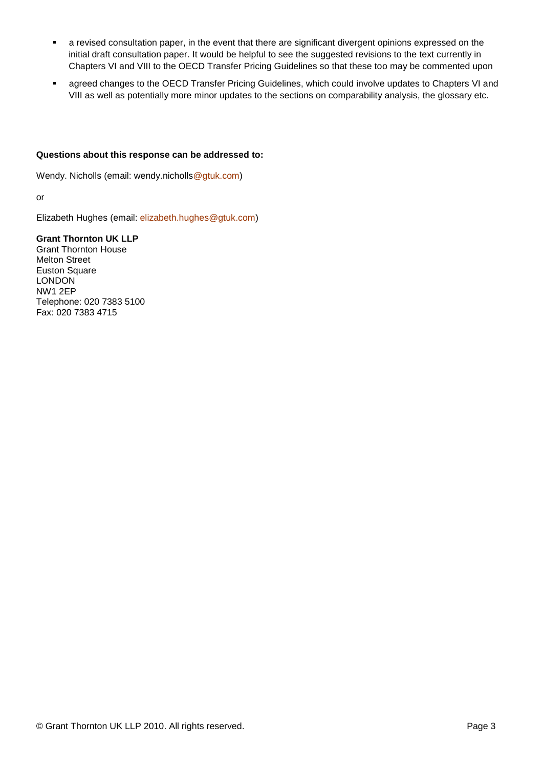- a revised consultation paper, in the event that there are significant divergent opinions expressed on the initial draft consultation paper. It would be helpful to see the suggested revisions to the text currently in Chapters VI and VIII to the OECD Transfer Pricing Guidelines so that these too may be commented upon
- agreed changes to the OECD Transfer Pricing Guidelines, which could involve updates to Chapters VI and VIII as well as potentially more minor updates to the sections on comparability analysis, the glossary etc.

**Questions about this response can be addressed to:**

Wendy. Nicholls (email: wendy.nicholls@gtuk.com)

or

Elizabeth Hughes (email: elizabeth.hughes@gtuk.com)

**Grant Thornton UK LLP**
Grant Thornton House
Melton Street
Euston Square
LONDON
NW1 2EP
Telephone: 020 7383 5100
Fax: 020 7383 4715

© Grant Thornton UK LLP 2010. All rights reserved.